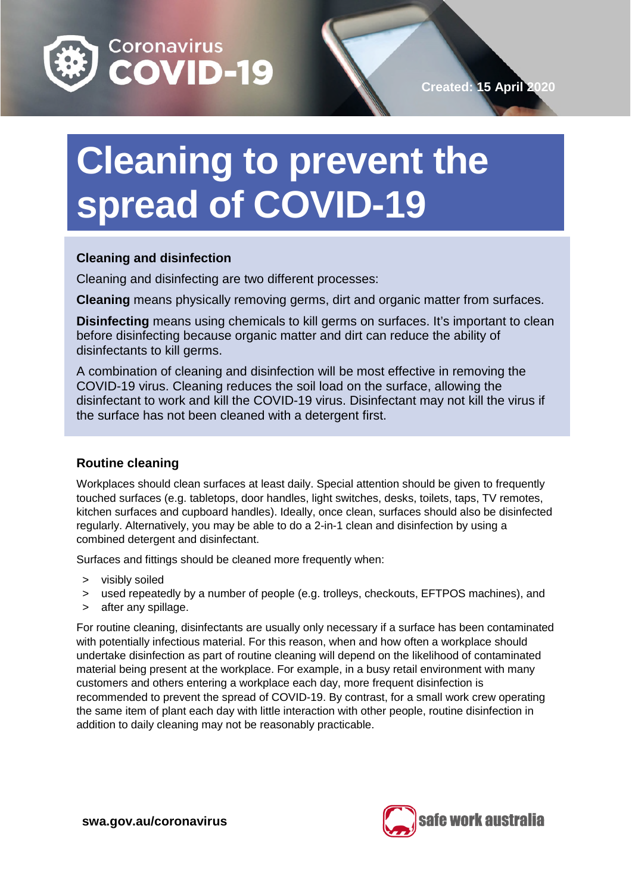Coronavirus
**COVID-19**

Created: 15 April 2020

# Cleaning to prevent the spread of COVID-19

### Cleaning and disinfection

Cleaning and disinfecting are two different processes:

**Cleaning** means physically removing germs, dirt and organic matter from surfaces.

**Disinfecting** means using chemicals to kill germs on surfaces. It's important to clean before disinfecting because organic matter and dirt can reduce the ability of disinfectants to kill germs.

A combination of cleaning and disinfection will be most effective in removing the COVID-19 virus. Cleaning reduces the soil load on the surface, allowing the disinfectant to work and kill the COVID-19 virus. Disinfectant may not kill the virus if the surface has not been cleaned with a detergent first.

### Routine cleaning

Workplaces should clean surfaces at least daily. Special attention should be given to frequently touched surfaces (e.g. tabletops, door handles, light switches, desks, toilets, taps, TV remotes, kitchen surfaces and cupboard handles). Ideally, once clean, surfaces should also be disinfected regularly. Alternatively, you may be able to do a 2-in-1 clean and disinfection by using a combined detergent and disinfectant.

Surfaces and fittings should be cleaned more frequently when:

- visibly soiled
- used repeatedly by a number of people (e.g. trolleys, checkouts, EFTPOS machines), and
- after any spillage.

For routine cleaning, disinfectants are usually only necessary if a surface has been contaminated with potentially infectious material. For this reason, when and how often a workplace should undertake disinfection as part of routine cleaning will depend on the likelihood of contaminated material being present at the workplace. For example, in a busy retail environment with many customers and others entering a workplace each day, more frequent disinfection is recommended to prevent the spread of COVID-19. By contrast, for a small work crew operating the same item of plant each day with little interaction with other people, routine disinfection in addition to daily cleaning may not be reasonably practicable.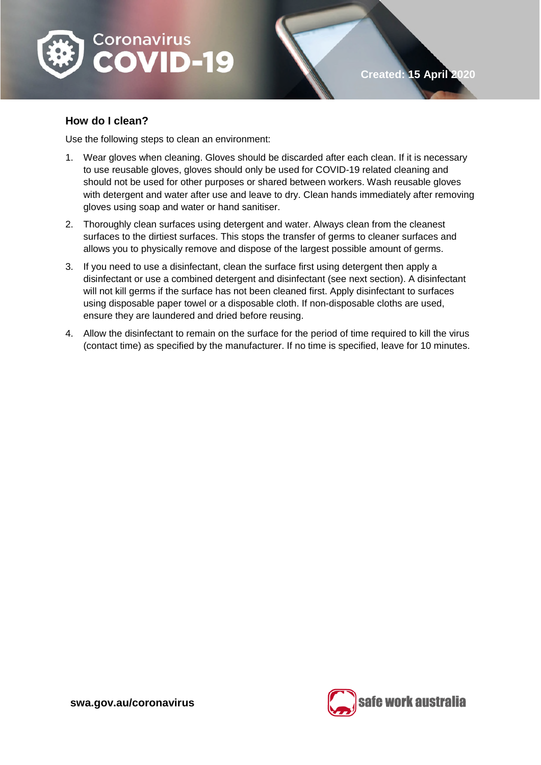## How do I clean?

Use the following steps to clean an environment:

1. Wear gloves when cleaning. Gloves should be discarded after each clean. If it is necessary to use reusable gloves, gloves should only be used for COVID-19 related cleaning and should not be used for other purposes or shared between workers. Wash reusable gloves with detergent and water after use and leave to dry. Clean hands immediately after removing gloves using soap and water or hand sanitiser.
2. Thoroughly clean surfaces using detergent and water. Always clean from the cleanest surfaces to the dirtiest surfaces. This stops the transfer of germs to cleaner surfaces and allows you to physically remove and dispose of the largest possible amount of germs.
3. If you need to use a disinfectant, clean the surface first using detergent then apply a disinfectant or use a combined detergent and disinfectant (see next section). A disinfectant will not kill germs if the surface has not been cleaned first. Apply disinfectant to surfaces using disposable paper towel or a disposable cloth. If non-disposable cloths are used, ensure they are laundered and dried before reusing.
4. Allow the disinfectant to remain on the surface for the period of time required to kill the virus (contact time) as specified by the manufacturer. If no time is specified, leave for 10 minutes.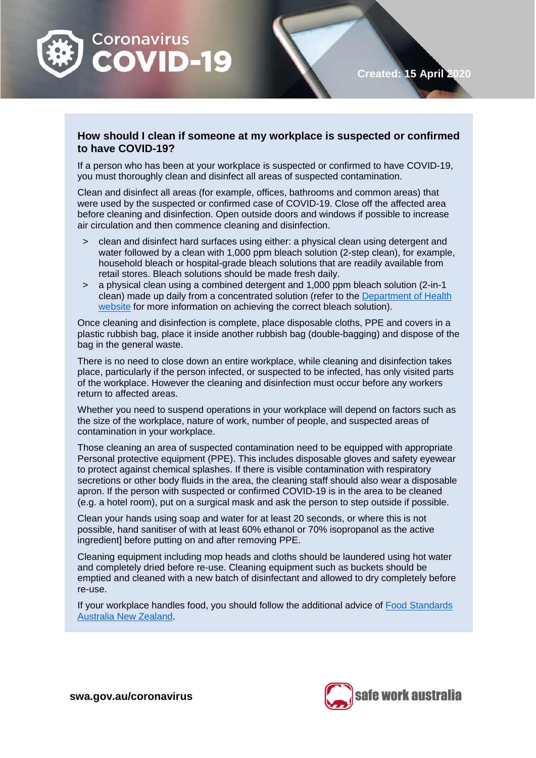## How should I clean if someone at my workplace is suspected or confirmed to have COVID-19?

If a person who has been at your workplace is suspected or confirmed to have COVID-19, you must thoroughly clean and disinfect all areas of suspected contamination.

Clean and disinfect all areas (for example, offices, bathrooms and common areas) that were used by the suspected or confirmed case of COVID-19. Close off the affected area before cleaning and disinfection. Open outside doors and windows if possible to increase air circulation and then commence cleaning and disinfection.

- clean and disinfect hard surfaces using either: a physical clean using detergent and water followed by a clean with 1,000 ppm bleach solution (2-step clean), for example, household bleach or hospital-grade bleach solutions that are readily available from retail stores. Bleach solutions should be made fresh daily.
- a physical clean using a combined detergent and 1,000 ppm bleach solution (2-in-1 clean) made up daily from a concentrated solution (refer to the [Department of Health website](#) for more information on achieving the correct bleach solution).

Once cleaning and disinfection is complete, place disposable cloths, PPE and covers in a plastic rubbish bag, place it inside another rubbish bag (double-bagging) and dispose of the bag in the general waste.

There is no need to close down an entire workplace, while cleaning and disinfection takes place, particularly if the person infected, or suspected to be infected, has only visited parts of the workplace. However the cleaning and disinfection must occur before any workers return to affected areas.

Whether you need to suspend operations in your workplace will depend on factors such as the size of the workplace, nature of work, number of people, and suspected areas of contamination in your workplace.

Those cleaning an area of suspected contamination need to be equipped with appropriate Personal protective equipment (PPE). This includes disposable gloves and safety eyewear to protect against chemical splashes. If there is visible contamination with respiratory secretions or other body fluids in the area, the cleaning staff should also wear a disposable apron. If the person with suspected or confirmed COVID-19 is in the area to be cleaned (e.g. a hotel room), put on a surgical mask and ask the person to step outside if possible.

Clean your hands using soap and water for at least 20 seconds, or where this is not possible, hand sanitiser of with at least 60% ethanol or 70% isopropanol as the active ingredient] before putting on and after removing PPE.

Cleaning equipment including mop heads and cloths should be laundered using hot water and completely dried before re-use. Cleaning equipment such as buckets should be emptied and cleaned with a new batch of disinfectant and allowed to dry completely before re-use.

If your workplace handles food, you should follow the additional advice of [Food Standards Australia New Zealand](#).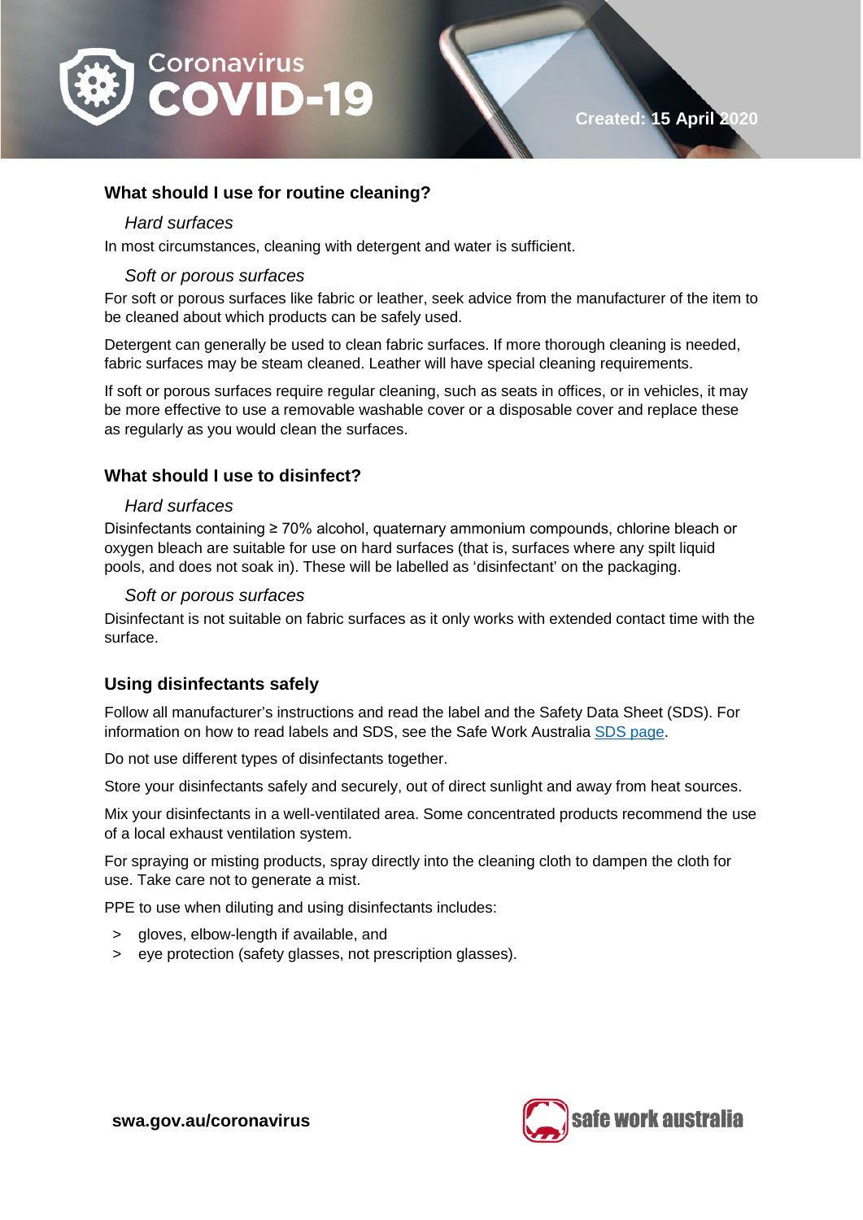## What should I use for routine cleaning?

### *Hard surfaces*

In most circumstances, cleaning with detergent and water is sufficient.

### *Soft or porous surfaces*

For soft or porous surfaces like fabric or leather, seek advice from the manufacturer of the item to be cleaned about which products can be safely used.

Detergent can generally be used to clean fabric surfaces. If more thorough cleaning is needed, fabric surfaces may be steam cleaned. Leather will have special cleaning requirements.

If soft or porous surfaces require regular cleaning, such as seats in offices, or in vehicles, it may be more effective to use a removable washable cover or a disposable cover and replace these as regularly as you would clean the surfaces.

## What should I use to disinfect?

### *Hard surfaces*

Disinfectants containing ≥ 70% alcohol, quaternary ammonium compounds, chlorine bleach or oxygen bleach are suitable for use on hard surfaces (that is, surfaces where any spilt liquid pools, and does not soak in). These will be labelled as 'disinfectant' on the packaging.

### *Soft or porous surfaces*

Disinfectant is not suitable on fabric surfaces as it only works with extended contact time with the surface.

## Using disinfectants safely

Follow all manufacturer's instructions and read the label and the Safety Data Sheet (SDS). For information on how to read labels and SDS, see the Safe Work Australia SDS page.

Do not use different types of disinfectants together.

Store your disinfectants safely and securely, out of direct sunlight and away from heat sources.

Mix your disinfectants in a well-ventilated area. Some concentrated products recommend the use of a local exhaust ventilation system.

For spraying or misting products, spray directly into the cleaning cloth to dampen the cloth for use. Take care not to generate a mist.

PPE to use when diluting and using disinfectants includes:

- gloves, elbow-length if available, and
- eye protection (safety glasses, not prescription glasses).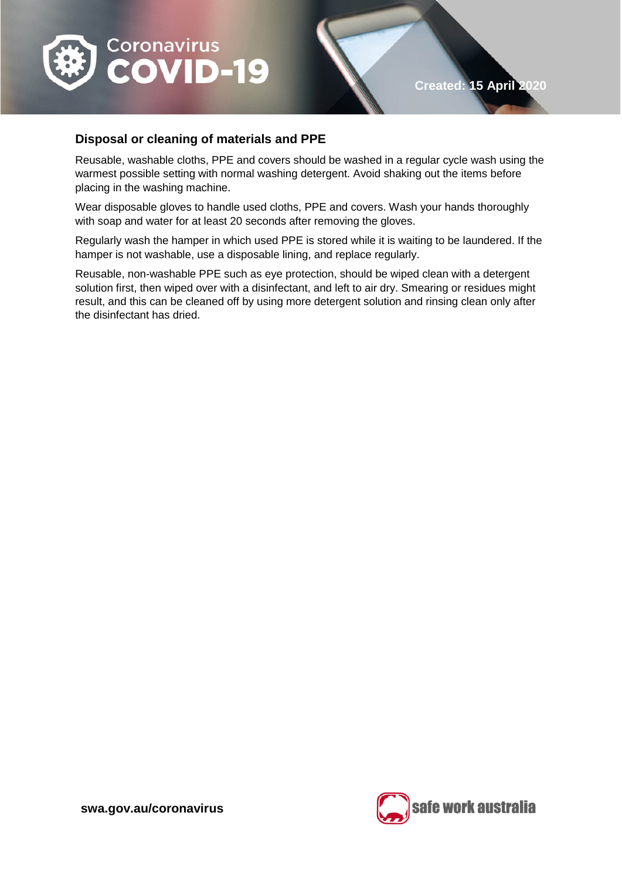### Disposal or cleaning of materials and PPE

Reusable, washable cloths, PPE and covers should be washed in a regular cycle wash using the warmest possible setting with normal washing detergent. Avoid shaking out the items before placing in the washing machine.

Wear disposable gloves to handle used cloths, PPE and covers. Wash your hands thoroughly with soap and water for at least 20 seconds after removing the gloves.

Regularly wash the hamper in which used PPE is stored while it is waiting to be laundered. If the hamper is not washable, use a disposable lining, and replace regularly.

Reusable, non-washable PPE such as eye protection, should be wiped clean with a detergent solution first, then wiped over with a disinfectant, and left to air dry. Smearing or residues might result, and this can be cleaned off by using more detergent solution and rinsing clean only after the disinfectant has dried.